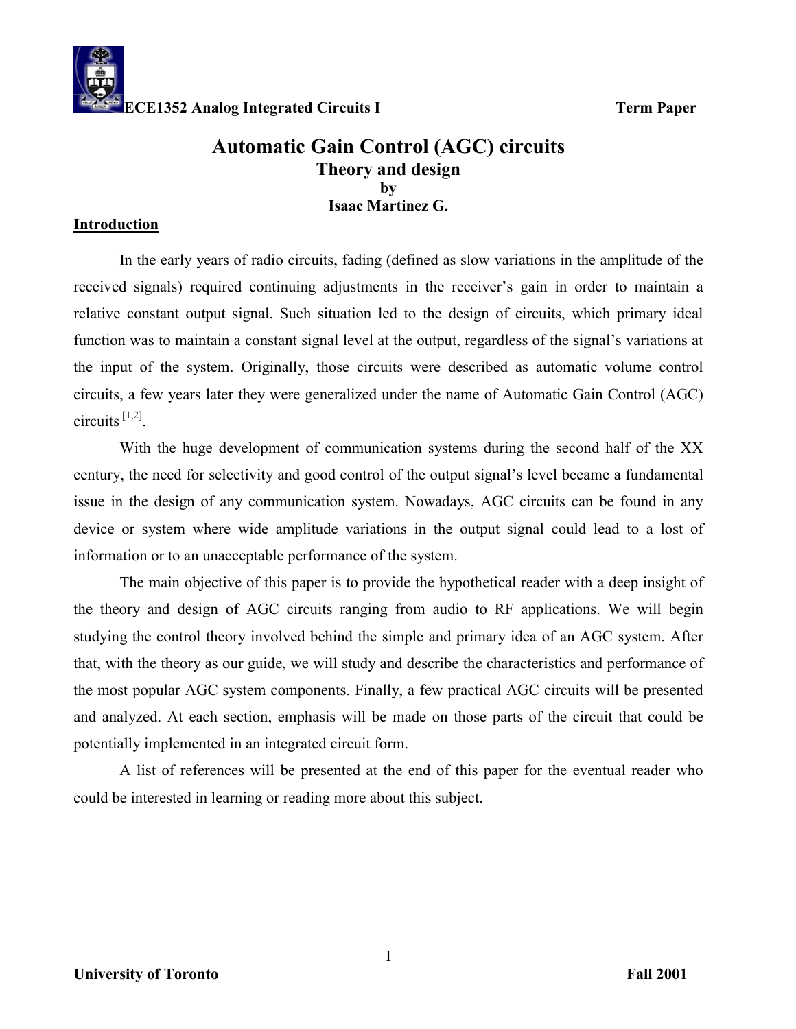# Automatic Gain Control (AGC) circuits

## Theory and design

**by**

**Isaac Martinez G.**

## Introduction

In the early years of radio circuits, fading (defined as slow variations in the amplitude of the received signals) required continuing adjustments in the receiver's gain in order to maintain a relative constant output signal. Such situation led to the design of circuits, which primary ideal function was to maintain a constant signal level at the output, regardless of the signal's variations at the input of the system. Originally, those circuits were described as automatic volume control circuits, a few years later they were generalized under the name of Automatic Gain Control (AGC) circuits [1,2].

With the huge development of communication systems during the second half of the XX century, the need for selectivity and good control of the output signal's level became a fundamental issue in the design of any communication system. Nowadays, AGC circuits can be found in any device or system where wide amplitude variations in the output signal could lead to a lost of information or to an unacceptable performance of the system.

The main objective of this paper is to provide the hypothetical reader with a deep insight of the theory and design of AGC circuits ranging from audio to RF applications. We will begin studying the control theory involved behind the simple and primary idea of an AGC system. After that, with the theory as our guide, we will study and describe the characteristics and performance of the most popular AGC system components. Finally, a few practical AGC circuits will be presented and analyzed. At each section, emphasis will be made on those parts of the circuit that could be potentially implemented in an integrated circuit form.

A list of references will be presented at the end of this paper for the eventual reader who could be interested in learning or reading more about this subject.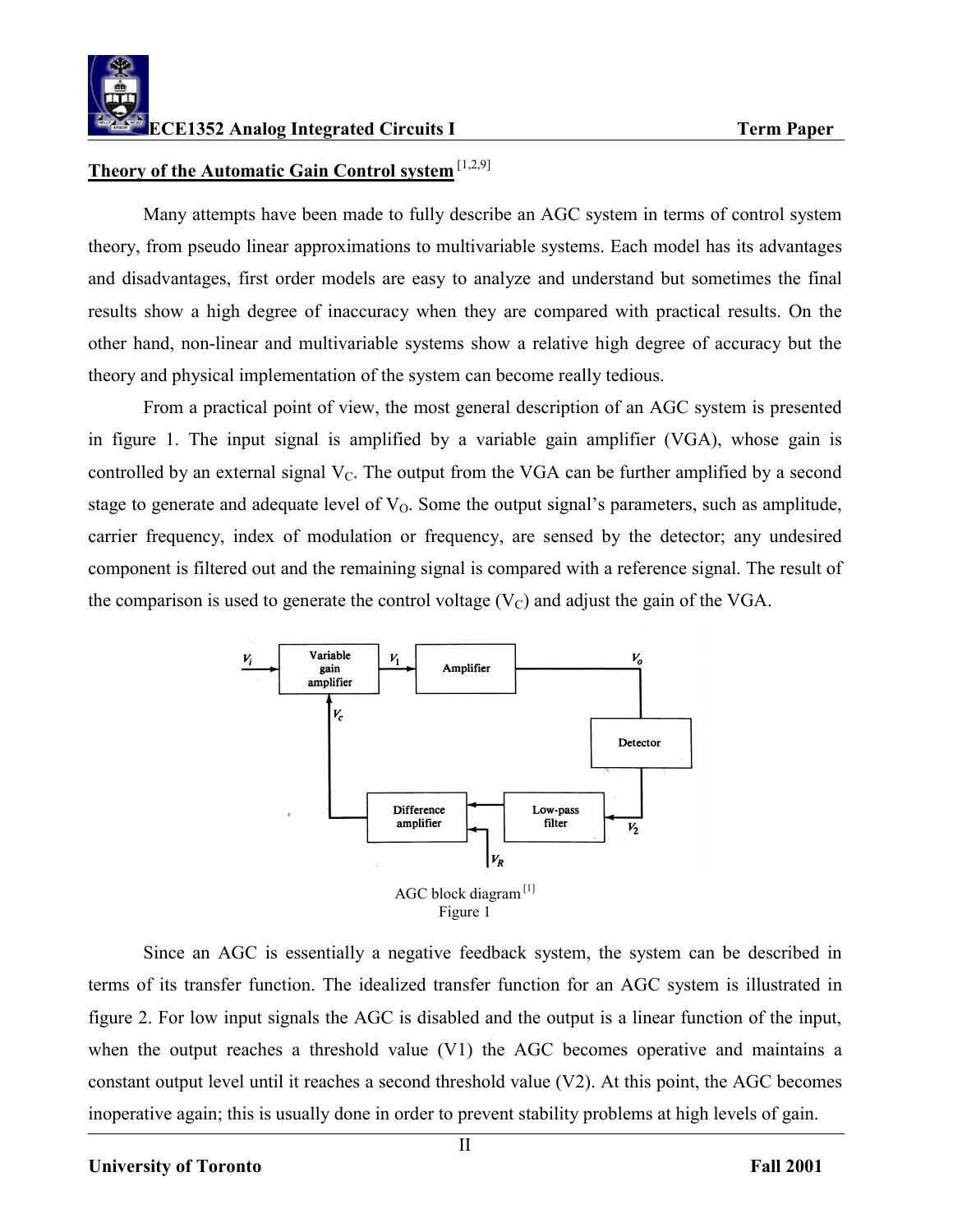## Theory of the Automatic Gain Control system [1,2,9]

Many attempts have been made to fully describe an AGC system in terms of control system theory, from pseudo linear approximations to multivariable systems. Each model has its advantages and disadvantages, first order models are easy to analyze and understand but sometimes the final results show a high degree of inaccuracy when they are compared with practical results. On the other hand, non-linear and multivariable systems show a relative high degree of accuracy but the theory and physical implementation of the system can become really tedious.

From a practical point of view, the most general description of an AGC system is presented in figure 1. The input signal is amplified by a variable gain amplifier (VGA), whose gain is controlled by an external signal $V_C$. The output from the VGA can be further amplified by a second stage to generate and adequate level of $V_O$. Some the output signal's parameters, such as amplitude, carrier frequency, index of modulation or frequency, are sensed by the detector; any undesired component is filtered out and the remaining signal is compared with a reference signal. The result of the comparison is used to generate the control voltage ($V_C$) and adjust the gain of the VGA.

AGC block diagram [1]
Figure 1

Since an AGC is essentially a negative feedback system, the system can be described in terms of its transfer function. The idealized transfer function for an AGC system is illustrated in figure 2. For low input signals the AGC is disabled and the output is a linear function of the input, when the output reaches a threshold value (V1) the AGC becomes operative and maintains a constant output level until it reaches a second threshold value (V2). At this point, the AGC becomes inoperative again; this is usually done in order to prevent stability problems at high levels of gain.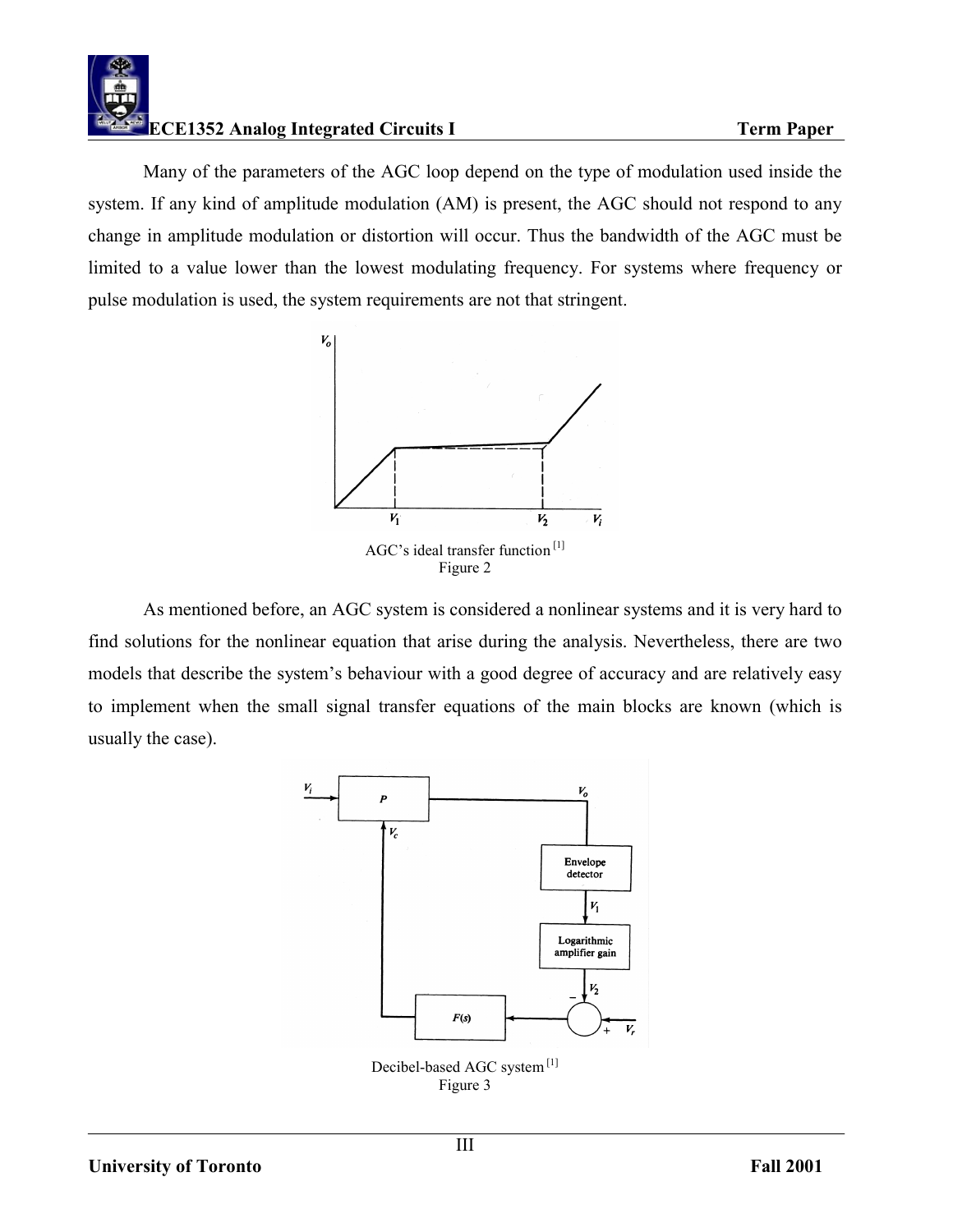Many of the parameters of the AGC loop depend on the type of modulation used inside the system. If any kind of amplitude modulation (AM) is present, the AGC should not respond to any change in amplitude modulation or distortion will occur. Thus the bandwidth of the AGC must be limited to a value lower than the lowest modulating frequency. For systems where frequency or pulse modulation is used, the system requirements are not that stringent.

AGC's ideal transfer function [1]
Figure 2

As mentioned before, an AGC system is considered a nonlinear systems and it is very hard to find solutions for the nonlinear equation that arise during the analysis. Nevertheless, there are two models that describe the system's behaviour with a good degree of accuracy and are relatively easy to implement when the small signal transfer equations of the main blocks are known (which is usually the case).

Decibel-based AGC system [1]
Figure 3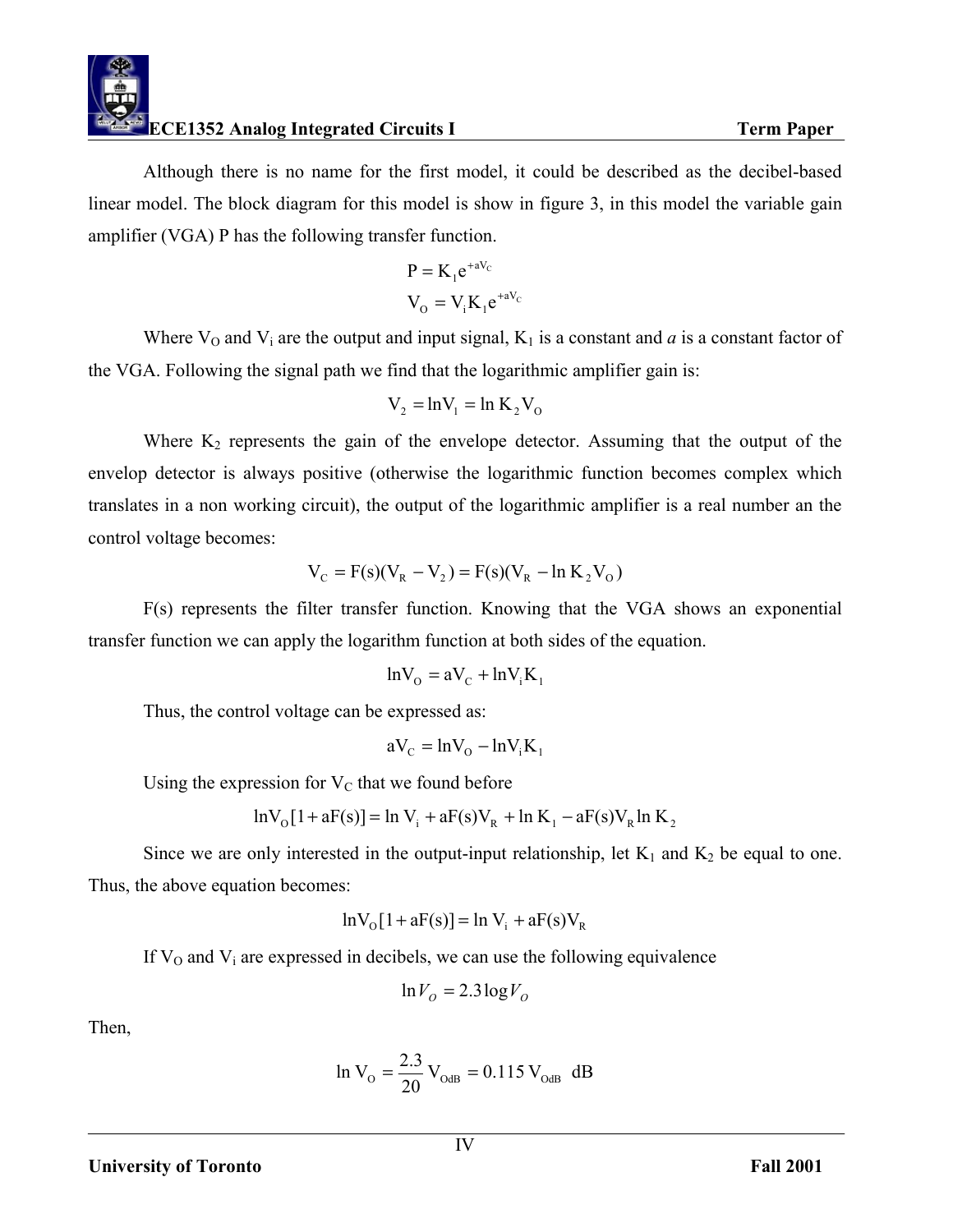Although there is no name for the first model, it could be described as the decibel-based linear model. The block diagram for this model is show in figure 3, in this model the variable gain amplifier (VGA) P has the following transfer function.

$$P = K_1 e^{+aV_C}$$

$$V_O = V_i K_1 e^{+aV_C}$$

Where $V_O$ and $V_i$ are the output and input signal, $K_1$ is a constant and *a* is a constant factor of the VGA. Following the signal path we find that the logarithmic amplifier gain is:

$$V_2 = \ln V_1 = \ln K_2 V_O$$

Where $K_2$ represents the gain of the envelope detector. Assuming that the output of the envelop detector is always positive (otherwise the logarithmic function becomes complex which translates in a non working circuit), the output of the logarithmic amplifier is a real number an the control voltage becomes:

$$V_C = F(s)(V_R - V_2) = F(s)(V_R - \ln K_2 V_O)$$

F(s) represents the filter transfer function. Knowing that the VGA shows an exponential transfer function we can apply the logarithm function at both sides of the equation.

$$\ln V_O = aV_C + \ln V_i K_1$$

Thus, the control voltage can be expressed as:

$$aV_C = \ln V_O - \ln V_i K_1$$

Using the expression for $V_C$ that we found before

$$\ln V_O [1 + aF(s)] = \ln V_i + aF(s)V_R + \ln K_1 - aF(s)V_R \ln K_2$$

Since we are only interested in the output-input relationship, let $K_1$ and $K_2$ be equal to one. Thus, the above equation becomes:

$$\ln V_O [1 + aF(s)] = \ln V_i + aF(s)V_R$$

If $V_O$ and $V_i$ are expressed in decibels, we can use the following equivalence

$$\ln V_O = 2.3 \log V_O$$

Then,

$$\ln V_O = \frac{2.3}{20} V_{OdB} = 0.115\, V_{OdB} \ \text{dB}$$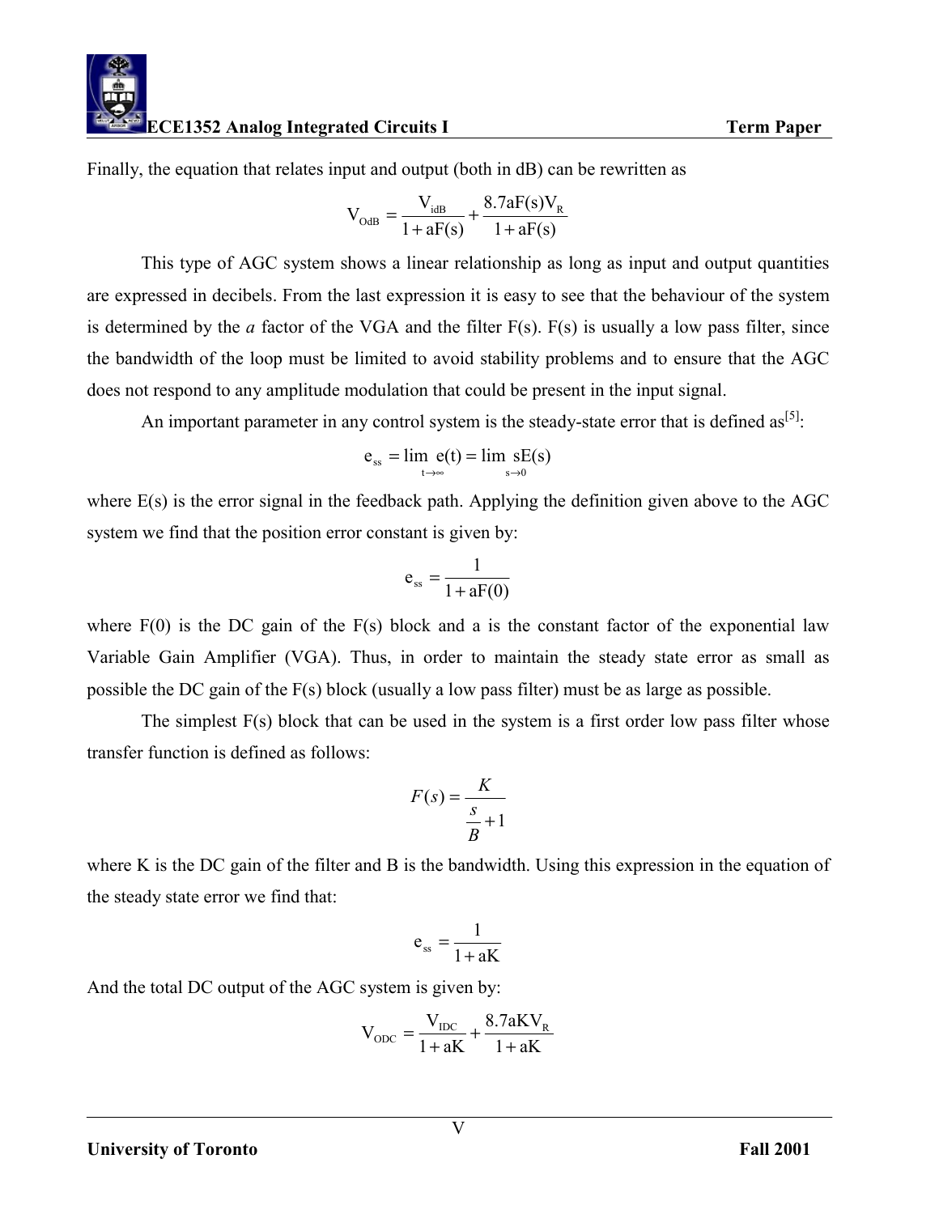Finally, the equation that relates input and output (both in dB) can be rewritten as

$$V_{OdB} = \frac{V_{idB}}{1 + aF(s)} + \frac{8.7aF(s)V_R}{1 + aF(s)}$$

This type of AGC system shows a linear relationship as long as input and output quantities are expressed in decibels. From the last expression it is easy to see that the behaviour of the system is determined by the *a* factor of the VGA and the filter F(s). F(s) is usually a low pass filter, since the bandwidth of the loop must be limited to avoid stability problems and to ensure that the AGC does not respond to any amplitude modulation that could be present in the input signal.

An important parameter in any control system is the steady-state error that is defined as[5]:

$$e_{ss} = \lim_{t \to \infty} e(t) = \lim_{s \to 0} sE(s)$$

where E(s) is the error signal in the feedback path. Applying the definition given above to the AGC system we find that the position error constant is given by:

$$e_{ss} = \frac{1}{1 + aF(0)}$$

where F(0) is the DC gain of the F(s) block and a is the constant factor of the exponential law Variable Gain Amplifier (VGA). Thus, in order to maintain the steady state error as small as possible the DC gain of the F(s) block (usually a low pass filter) must be as large as possible.

The simplest F(s) block that can be used in the system is a first order low pass filter whose transfer function is defined as follows:

$$F(s) = \frac{K}{\frac{s}{B} + 1}$$

where K is the DC gain of the filter and B is the bandwidth. Using this expression in the equation of the steady state error we find that:

$$e_{ss} = \frac{1}{1 + aK}$$

And the total DC output of the AGC system is given by:

$$V_{ODC} = \frac{V_{IDC}}{1 + aK} + \frac{8.7aKV_R}{1 + aK}$$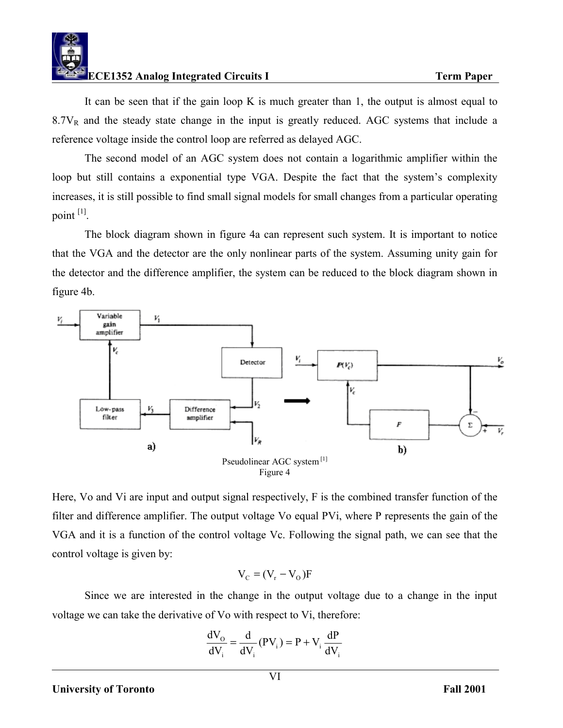It can be seen that if the gain loop K is much greater than 1, the output is almost equal to $8.7V_R$ and the steady state change in the input is greatly reduced. AGC systems that include a reference voltage inside the control loop are referred as delayed AGC.

The second model of an AGC system does not contain a logarithmic amplifier within the loop but still contains a exponential type VGA. Despite the fact that the system's complexity increases, it is still possible to find small signal models for small changes from a particular operating point [1].

The block diagram shown in figure 4a can represent such system. It is important to notice that the VGA and the detector are the only nonlinear parts of the system. Assuming unity gain for the detector and the difference amplifier, the system can be reduced to the block diagram shown in figure 4b.

Pseudolinear AGC system [1]
Figure 4

Here, Vo and Vi are input and output signal respectively, F is the combined transfer function of the filter and difference amplifier. The output voltage Vo equal PVi, where P represents the gain of the VGA and it is a function of the control voltage Vc. Following the signal path, we can see that the control voltage is given by:

$$V_C = (V_r - V_O)F$$

Since we are interested in the change in the output voltage due to a change in the input voltage we can take the derivative of Vo with respect to Vi, therefore:

$$\frac{dV_O}{dV_i} = \frac{d}{dV_i}(PV_i) = P + V_i\frac{dP}{dV_i}$$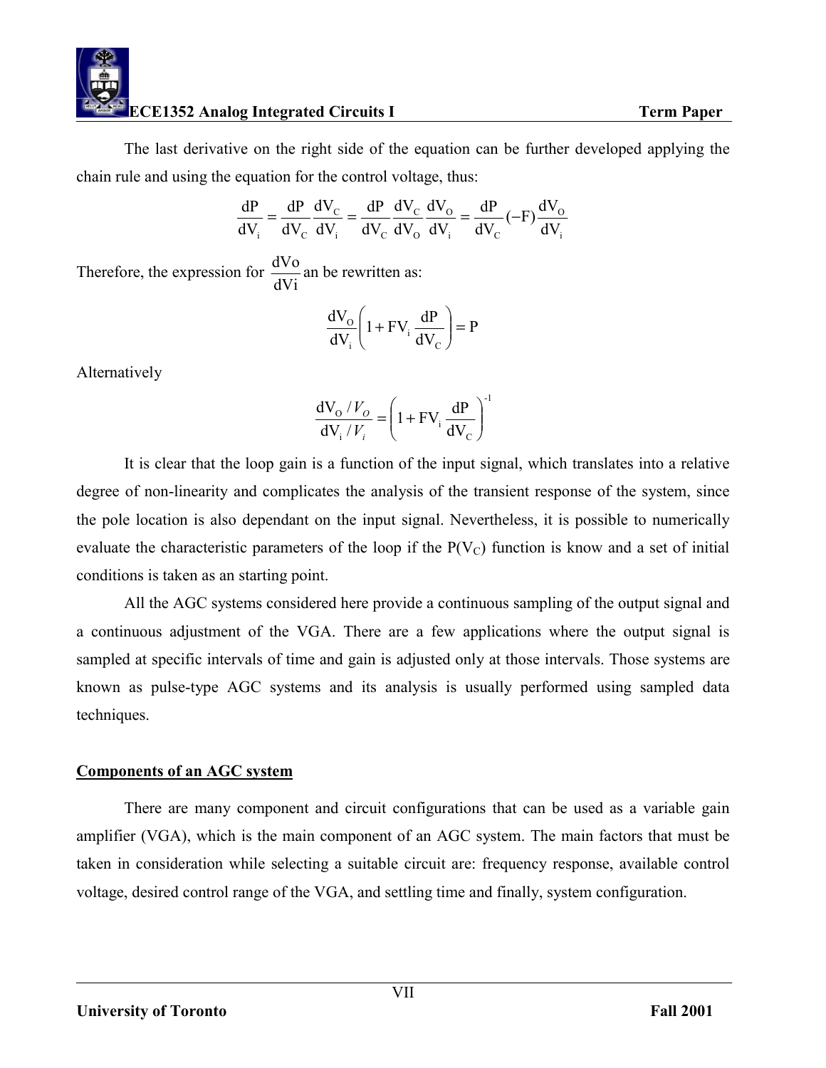The last derivative on the right side of the equation can be further developed applying the chain rule and using the equation for the control voltage, thus:

$$\frac{dP}{dV_i} = \frac{dP}{dV_C}\frac{dV_C}{dV_i} = \frac{dP}{dV_C}\frac{dV_C}{dV_O}\frac{dV_O}{dV_i} = \frac{dP}{dV_C}(-F)\frac{dV_O}{dV_i}$$

Therefore, the expression for $\frac{dVo}{dVi}$ an be rewritten as:

$$\frac{dV_O}{dV_i}\left(1 + FV_i\frac{dP}{dV_C}\right) = P$$

Alternatively

$$\frac{dV_O / V_O}{dV_i / V_i} = \left(1 + FV_i\frac{dP}{dV_C}\right)^{-1}$$

It is clear that the loop gain is a function of the input signal, which translates into a relative degree of non-linearity and complicates the analysis of the transient response of the system, since the pole location is also dependant on the input signal. Nevertheless, it is possible to numerically evaluate the characteristic parameters of the loop if the $P(V_C)$ function is know and a set of initial conditions is taken as an starting point.

All the AGC systems considered here provide a continuous sampling of the output signal and a continuous adjustment of the VGA. There are a few applications where the output signal is sampled at specific intervals of time and gain is adjusted only at those intervals. Those systems are known as pulse-type AGC systems and its analysis is usually performed using sampled data techniques.

## Components of an AGC system

There are many component and circuit configurations that can be used as a variable gain amplifier (VGA), which is the main component of an AGC system. The main factors that must be taken in consideration while selecting a suitable circuit are: frequency response, available control voltage, desired control range of the VGA, and settling time and finally, system configuration.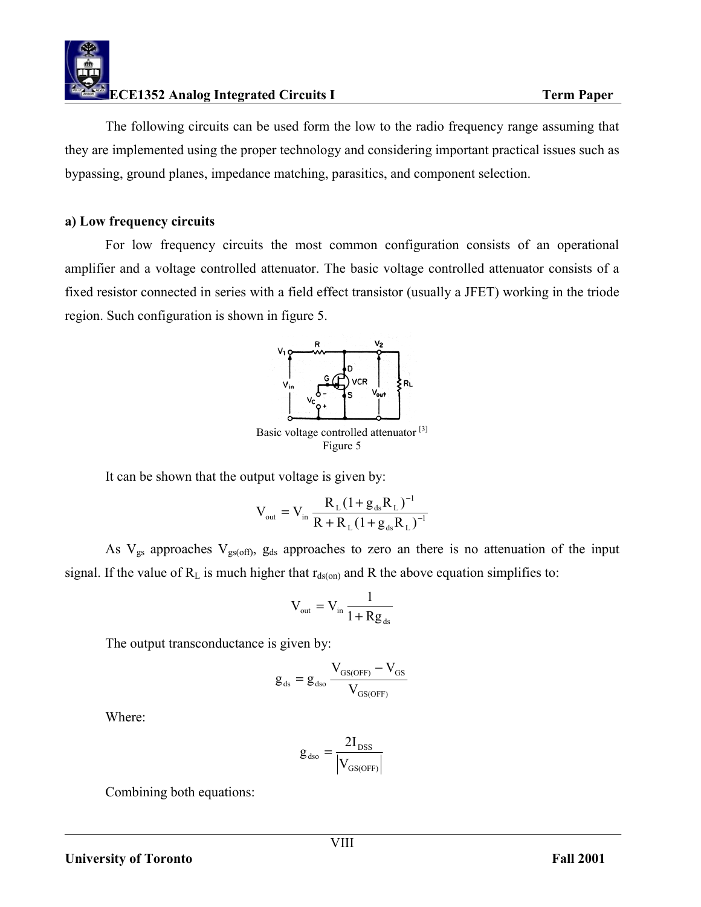The following circuits can be used form the low to the radio frequency range assuming that they are implemented using the proper technology and considering important practical issues such as bypassing, ground planes, impedance matching, parasitics, and component selection.

**a) Low frequency circuits**

For low frequency circuits the most common configuration consists of an operational amplifier and a voltage controlled attenuator. The basic voltage controlled attenuator consists of a fixed resistor connected in series with a field effect transistor (usually a JFET) working in the triode region. Such configuration is shown in figure 5.

Basic voltage controlled attenuator [3]
Figure 5

It can be shown that the output voltage is given by:

$$V_{out} = V_{in} \frac{R_L (1 + g_{ds} R_L)^{-1}}{R + R_L (1 + g_{ds} R_L)^{-1}}$$

As $V_{gs}$ approaches $V_{gs(off)}$, $g_{ds}$ approaches to zero an there is no attenuation of the input signal. If the value of $R_L$ is much higher that $r_{ds(on)}$ and R the above equation simplifies to:

$$V_{out} = V_{in} \frac{1}{1 + R g_{ds}}$$

The output transconductance is given by:

$$g_{ds} = g_{dso} \frac{V_{GS(OFF)} - V_{GS}}{V_{GS(OFF)}}$$

Where:

$$g_{dso} = \frac{2 I_{DSS}}{\left| V_{GS(OFF)} \right|}$$

Combining both equations: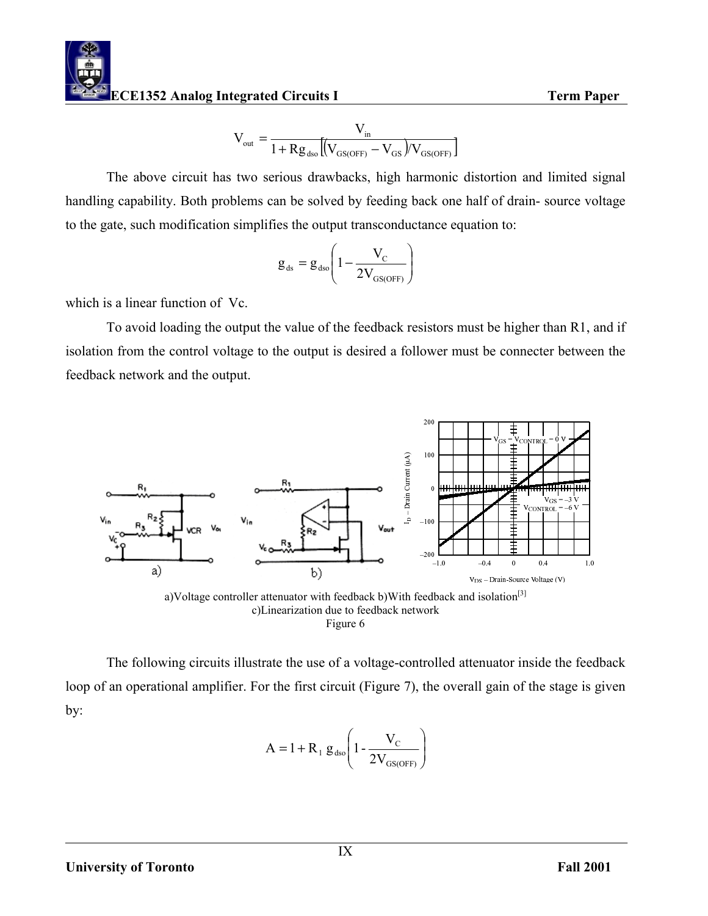$$V_{out} = \frac{V_{in}}{1 + Rg_{dso}\left[\left(V_{GS(OFF)} - V_{GS}\right)/V_{GS(OFF)}\right]}$$

The above circuit has two serious drawbacks, high harmonic distortion and limited signal handling capability. Both problems can be solved by feeding back one half of drain- source voltage to the gate, such modification simplifies the output transconductance equation to:

$$g_{ds} = g_{dso}\left(1 - \frac{V_C}{2V_{GS(OFF)}}\right)$$

which is a linear function of Vc.

To avoid loading the output the value of the feedback resistors must be higher than R1, and if isolation from the control voltage to the output is desired a follower must be connecter between the feedback network and the output.

a)Voltage controller attenuator with feedback b)With feedback and isolation[3]
c)Linearization due to feedback network
Figure 6

The following circuits illustrate the use of a voltage-controlled attenuator inside the feedback loop of an operational amplifier. For the first circuit (Figure 7), the overall gain of the stage is given by:

$$A = 1 + R_1\, g_{dso}\left(1 - \frac{V_C}{2V_{GS(OFF)}}\right)$$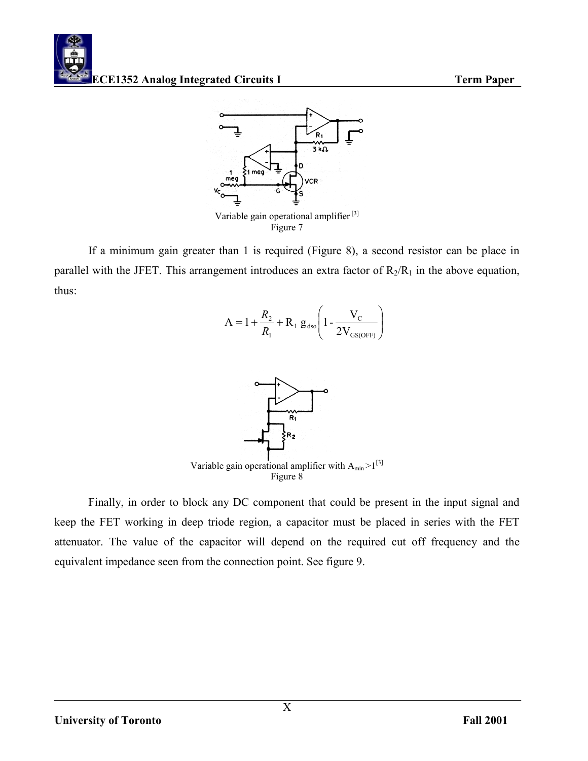Variable gain operational amplifier [3]
Figure 7

If a minimum gain greater than 1 is required (Figure 8), a second resistor can be place in parallel with the JFET. This arrangement introduces an extra factor of $R_2/R_1$ in the above equation, thus:

$$A = 1 + \frac{R_2}{R_1} + R_1\, g_{dso}\left(1 - \frac{V_C}{2V_{GS(OFF)}}\right)$$

Variable gain operational amplifier with $A_{min}>1$ [3]
Figure 8

Finally, in order to block any DC component that could be present in the input signal and keep the FET working in deep triode region, a capacitor must be placed in series with the FET attenuator. The value of the capacitor will depend on the required cut off frequency and the equivalent impedance seen from the connection point. See figure 9.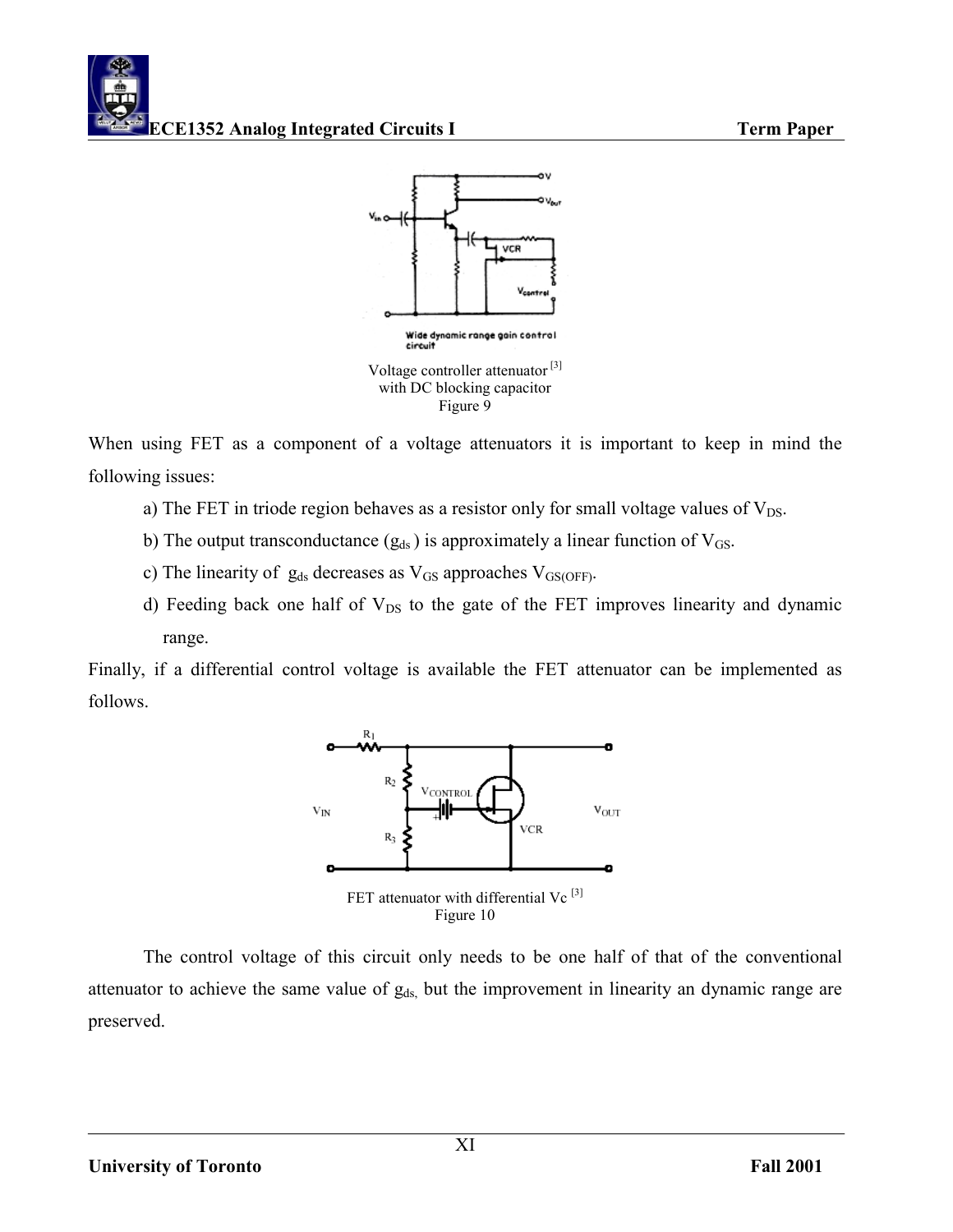Voltage controller attenuator [3]
with DC blocking capacitor
Figure 9

When using FET as a component of a voltage attenuators it is important to keep in mind the following issues:

a) The FET in triode region behaves as a resistor only for small voltage values of $V_{DS}$.

b) The output transconductance ($g_{ds}$ ) is approximately a linear function of $V_{GS}$.

c) The linearity of $g_{ds}$ decreases as $V_{GS}$ approaches $V_{GS(OFF)}$.

d) Feeding back one half of $V_{DS}$ to the gate of the FET improves linearity and dynamic range.

Finally, if a differential control voltage is available the FET attenuator can be implemented as follows.

FET attenuator with differential Vc [3]
Figure 10

The control voltage of this circuit only needs to be one half of that of the conventional attenuator to achieve the same value of $g_{ds}$, but the improvement in linearity an dynamic range are preserved.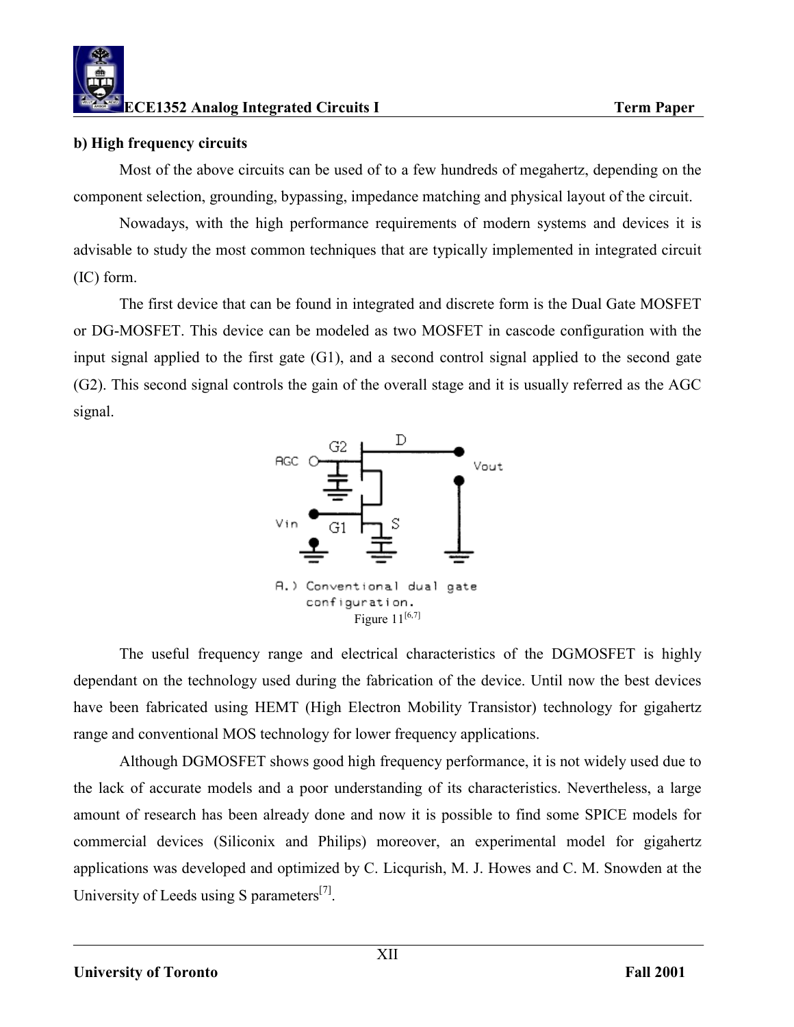### b) High frequency circuits

Most of the above circuits can be used of to a few hundreds of megahertz, depending on the component selection, grounding, bypassing, impedance matching and physical layout of the circuit.

Nowadays, with the high performance requirements of modern systems and devices it is advisable to study the most common techniques that are typically implemented in integrated circuit (IC) form.

The first device that can be found in integrated and discrete form is the Dual Gate MOSFET or DG-MOSFET. This device can be modeled as two MOSFET in cascode configuration with the input signal applied to the first gate (G1), and a second control signal applied to the second gate (G2). This second signal controls the gain of the overall stage and it is usually referred as the AGC signal.

A.) Conventional dual gate configuration.

Figure 11[6,7]

The useful frequency range and electrical characteristics of the DGMOSFET is highly dependant on the technology used during the fabrication of the device. Until now the best devices have been fabricated using HEMT (High Electron Mobility Transistor) technology for gigahertz range and conventional MOS technology for lower frequency applications.

Although DGMOSFET shows good high frequency performance, it is not widely used due to the lack of accurate models and a poor understanding of its characteristics. Nevertheless, a large amount of research has been already done and now it is possible to find some SPICE models for commercial devices (Siliconix and Philips) moreover, an experimental model for gigahertz applications was developed and optimized by C. Licqurish, M. J. Howes and C. M. Snowden at the University of Leeds using S parameters[7].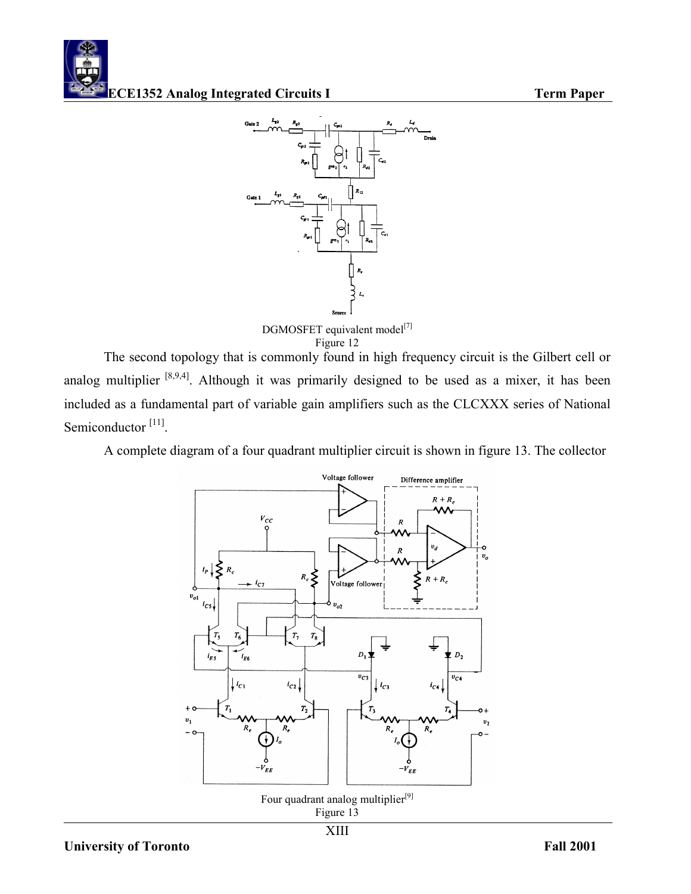DGMOSFET equivalent model[7]
Figure 12

The second topology that is commonly found in high frequency circuit is the Gilbert cell or analog multiplier [8,9,4]. Although it was primarily designed to be used as a mixer, it has been included as a fundamental part of variable gain amplifiers such as the CLCXXX series of National Semiconductor [11].

A complete diagram of a four quadrant multiplier circuit is shown in figure 13. The collector

Four quadrant analog multiplier[9]
Figure 13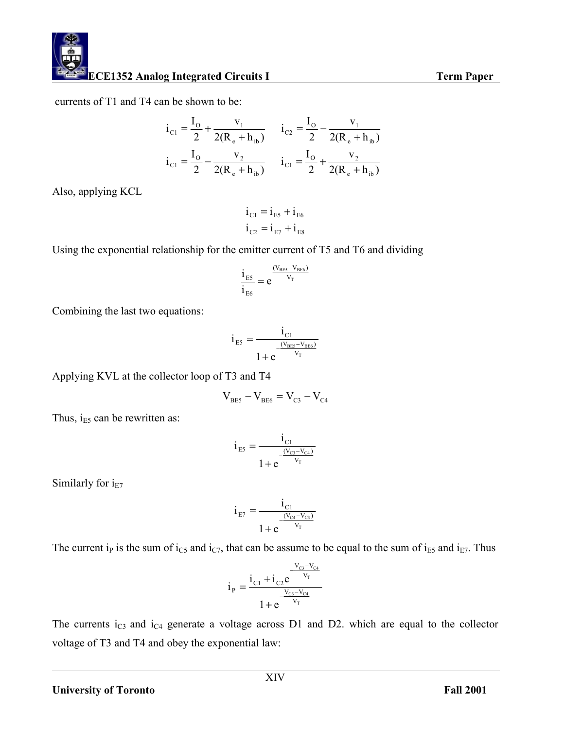currents of T1 and T4 can be shown to be:

$$i_{C1} = \frac{I_O}{2} + \frac{v_1}{2(R_e + h_{ib})} \qquad i_{C2} = \frac{I_O}{2} - \frac{v_1}{2(R_e + h_{ib})}$$

$$i_{C1} = \frac{I_O}{2} - \frac{v_2}{2(R_e + h_{ib})} \qquad i_{C1} = \frac{I_O}{2} + \frac{v_2}{2(R_e + h_{ib})}$$

Also, applying KCL

$$i_{C1} = i_{E5} + i_{E6}$$
$$i_{C2} = i_{E7} + i_{E8}$$

Using the exponential relationship for the emitter current of T5 and T6 and dividing

$$\frac{i_{E5}}{i_{E6}} = e^{\frac{(V_{BE5} - V_{BE6})}{V_T}}$$

Combining the last two equations:

$$i_{E5} = \frac{i_{C1}}{1 + e^{-\frac{(V_{BE5} - V_{BE6})}{V_T}}}$$

Applying KVL at the collector loop of T3 and T4

$$V_{BE5} - V_{BE6} = V_{C3} - V_{C4}$$

Thus, $i_{E5}$ can be rewritten as:

$$i_{E5} = \frac{i_{C1}}{1 + e^{-\frac{(V_{C3} - V_{C4})}{V_T}}}$$

Similarly for $i_{E7}$

$$i_{E7} = \frac{i_{C1}}{1 + e^{-\frac{(V_{C4} - V_{C3})}{V_T}}}$$

The current $i_P$ is the sum of $i_{C5}$ and $i_{C7}$, that can be assume to be equal to the sum of $i_{E5}$ and $i_{E7}$. Thus

$$i_P = \frac{i_{C1} + i_{C2} e^{-\frac{V_{C3} - V_{C4}}{V_T}}}{1 + e^{-\frac{V_{C3} - V_{C4}}{V_T}}}$$

The currents $i_{C3}$ and $i_{C4}$ generate a voltage across D1 and D2. which are equal to the collector voltage of T3 and T4 and obey the exponential law: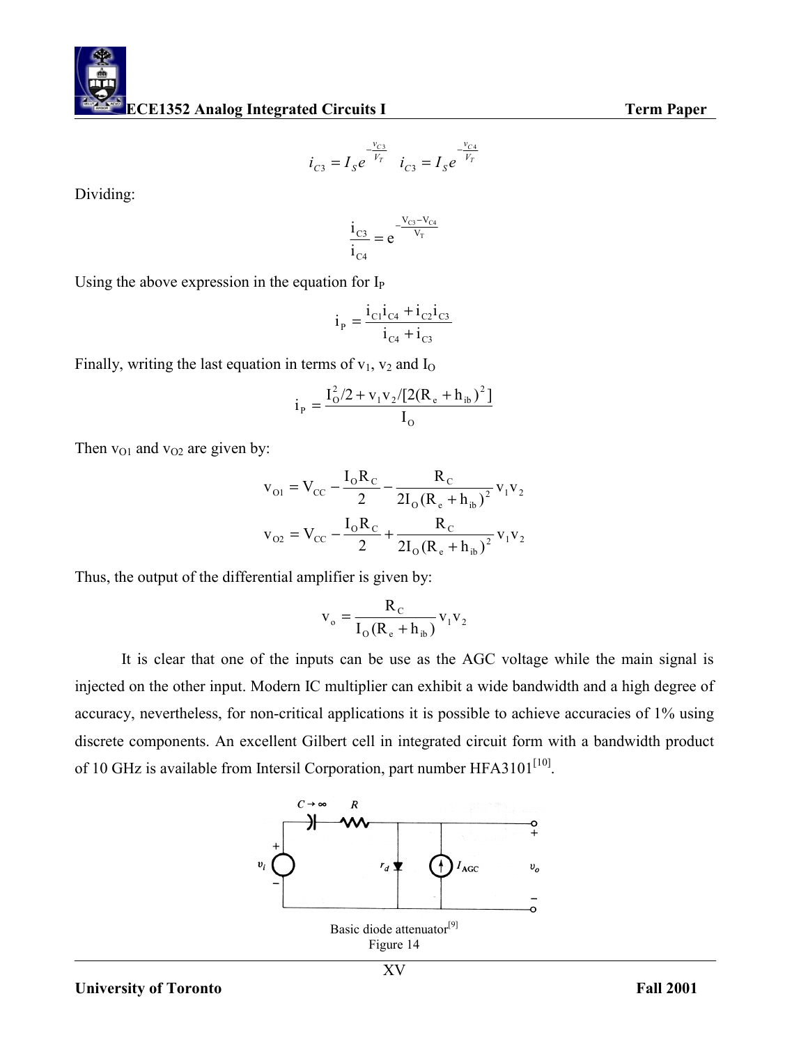$$i_{C3} = I_S e^{-\frac{v_{C3}}{V_T}} \quad i_{C3} = I_S e^{-\frac{v_{C4}}{V_T}}$$

Dividing:

$$\frac{i_{C3}}{i_{C4}} = e^{-\frac{V_{C3} - V_{C4}}{V_T}}$$

Using the above expression in the equation for $I_P$

$$i_P = \frac{i_{C1} i_{C4} + i_{C2} i_{C3}}{i_{C4} + i_{C3}}$$

Finally, writing the last equation in terms of $v_1$, $v_2$ and $I_O$

$$i_P = \frac{I_O^2/2 + v_1 v_2/[2(R_e + h_{ib})^2]}{I_O}$$

Then $v_{O1}$ and $v_{O2}$ are given by:

$$v_{O1} = V_{CC} - \frac{I_O R_C}{2} - \frac{R_C}{2I_O(R_e + h_{ib})^2} v_1 v_2$$

$$v_{O2} = V_{CC} - \frac{I_O R_C}{2} + \frac{R_C}{2I_O(R_e + h_{ib})^2} v_1 v_2$$

Thus, the output of the differential amplifier is given by:

$$v_o = \frac{R_C}{I_O(R_e + h_{ib})} v_1 v_2$$

It is clear that one of the inputs can be use as the AGC voltage while the main signal is injected on the other input. Modern IC multiplier can exhibit a wide bandwidth and a high degree of accuracy, nevertheless, for non-critical applications it is possible to achieve accuracies of 1% using discrete components. An excellent Gilbert cell in integrated circuit form with a bandwidth product of 10 GHz is available from Intersil Corporation, part number HFA3101[10].

Basic diode attenuator[9]
Figure 14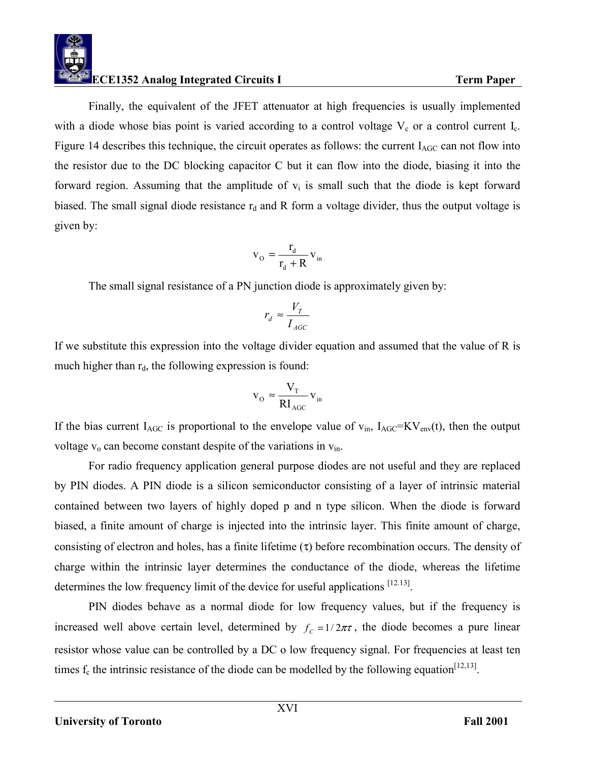Finally, the equivalent of the JFET attenuator at high frequencies is usually implemented with a diode whose bias point is varied according to a control voltage $V_c$ or a control current $I_c$. Figure 14 describes this technique, the circuit operates as follows: the current $I_{AGC}$ can not flow into the resistor due to the DC blocking capacitor C but it can flow into the diode, biasing it into the forward region. Assuming that the amplitude of $v_i$ is small such that the diode is kept forward biased. The small signal diode resistance $r_d$ and R form a voltage divider, thus the output voltage is given by:

$$v_O = \frac{r_d}{r_d + R} v_{in}$$

The small signal resistance of a PN junction diode is approximately given by:

$$r_d \approx \frac{V_T}{I_{AGC}}$$

If we substitute this expression into the voltage divider equation and assumed that the value of R is much higher than $r_d$, the following expression is found:

$$v_O \approx \frac{V_T}{RI_{AGC}} v_{in}$$

If the bias current $I_{AGC}$ is proportional to the envelope value of $v_{in}$, $I_{AGC}=KV_{env}(t)$, then the output voltage $v_o$ can become constant despite of the variations in $v_{in}$.

For radio frequency application general purpose diodes are not useful and they are replaced by PIN diodes. A PIN diode is a silicon semiconductor consisting of a layer of intrinsic material contained between two layers of highly doped p and n type silicon. When the diode is forward biased, a finite amount of charge is injected into the intrinsic layer. This finite amount of charge, consisting of electron and holes, has a finite lifetime ($\tau$) before recombination occurs. The density of charge within the intrinsic layer determines the conductance of the diode, whereas the lifetime determines the low frequency limit of the device for useful applications [12.13].

PIN diodes behave as a normal diode for low frequency values, but if the frequency is increased well above certain level, determined by $f_C = 1/2\pi\tau$, the diode becomes a pure linear resistor whose value can be controlled by a DC o low frequency signal. For frequencies at least ten times $f_c$ the intrinsic resistance of the diode can be modelled by the following equation[12,13].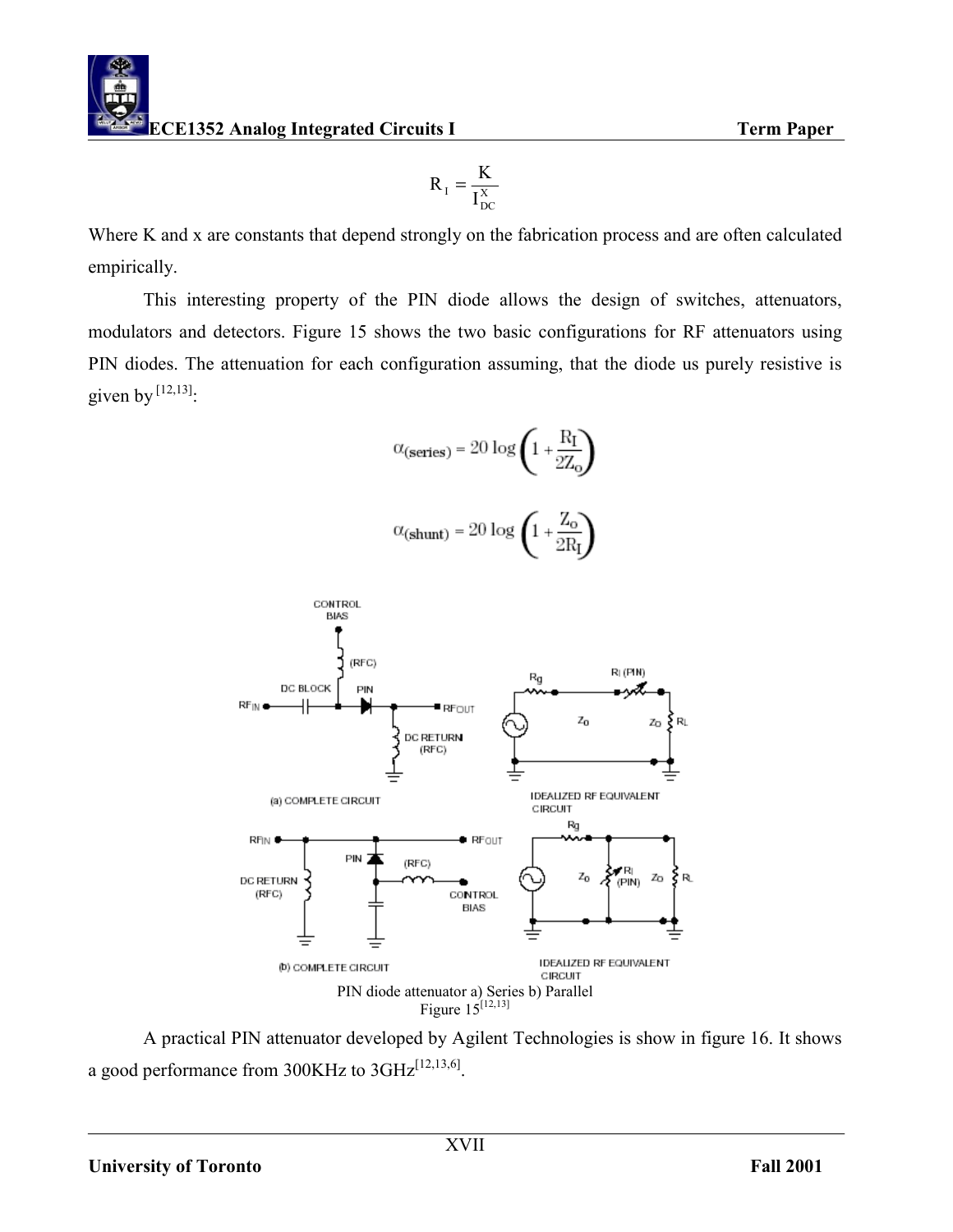$$R_I = \frac{K}{I_{DC}^{X}}$$

Where K and x are constants that depend strongly on the fabrication process and are often calculated empirically.

This interesting property of the PIN diode allows the design of switches, attenuators, modulators and detectors. Figure 15 shows the two basic configurations for RF attenuators using PIN diodes. The attenuation for each configuration assuming, that the diode us purely resistive is given by [12,13]:

$$\alpha_{(series)} = 20 \log \left(1 + \frac{R_I}{2Z_o}\right)$$

$$\alpha_{(shunt)} = 20 \log \left(1 + \frac{Z_o}{2R_I}\right)$$

PIN diode attenuator a) Series b) Parallel
Figure 15[12,13]

A practical PIN attenuator developed by Agilent Technologies is show in figure 16. It shows a good performance from 300KHz to 3GHz[12,13,6].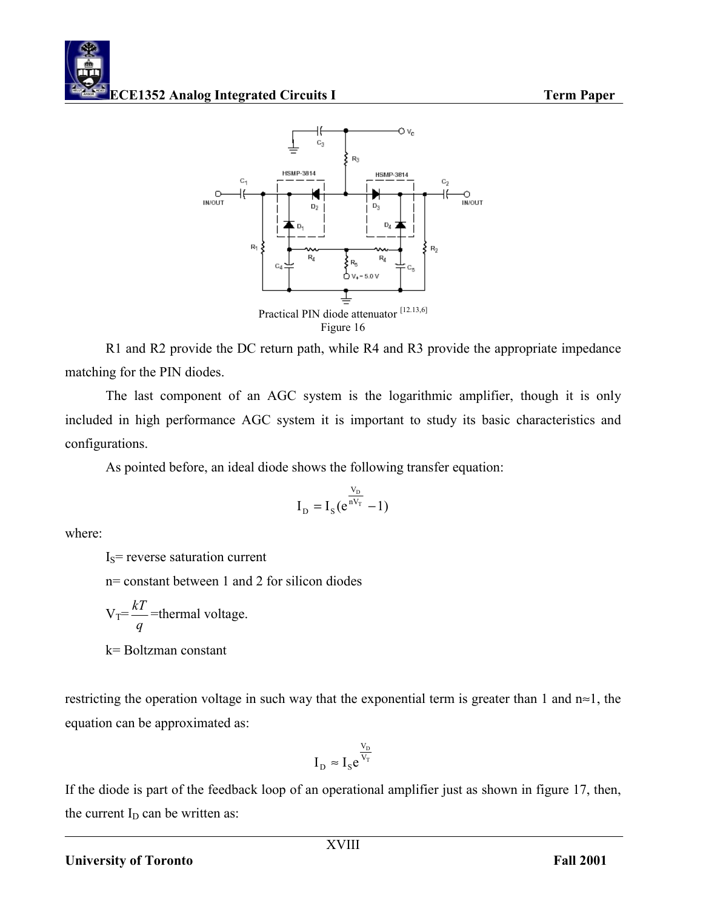Practical PIN diode attenuator [12.13,6]

Figure 16

R1 and R2 provide the DC return path, while R4 and R3 provide the appropriate impedance matching for the PIN diodes.

The last component of an AGC system is the logarithmic amplifier, though it is only included in high performance AGC system it is important to study its basic characteristics and configurations.

As pointed before, an ideal diode shows the following transfer equation:

$$I_D = I_S(e^{\frac{V_D}{nV_T}} - 1)$$

where:

$I_S$= reverse saturation current

n= constant between 1 and 2 for silicon diodes

$V_T = \frac{kT}{q}$=thermal voltage.

k= Boltzman constant

restricting the operation voltage in such way that the exponential term is greater than 1 and n≈1, the equation can be approximated as:

$$I_D \approx I_S e^{\frac{V_D}{V_T}}$$

If the diode is part of the feedback loop of an operational amplifier just as shown in figure 17, then, the current $I_D$ can be written as: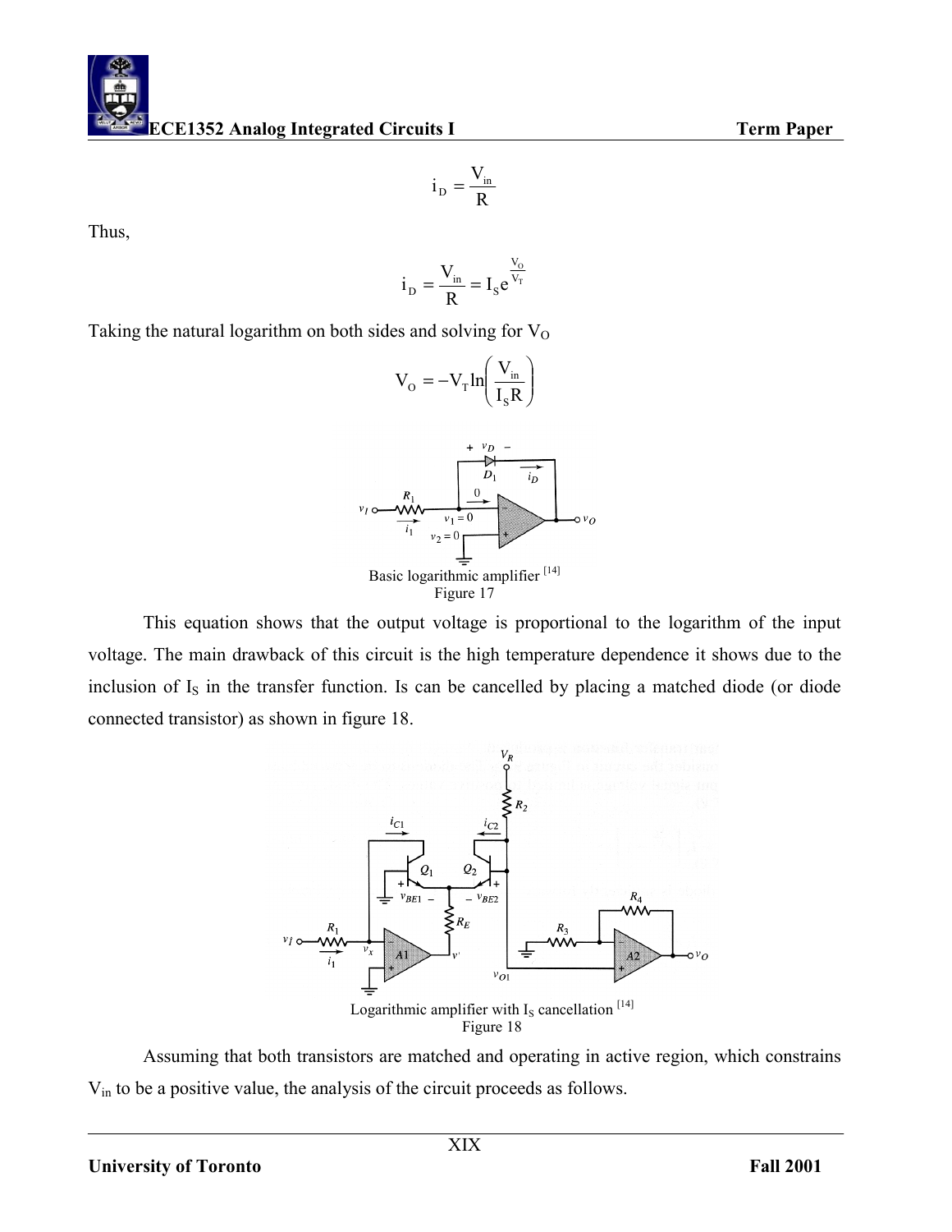$$i_D = \frac{V_{in}}{R}$$

Thus,

$$i_D = \frac{V_{in}}{R} = I_S e^{\frac{V_O}{V_T}}$$

Taking the natural logarithm on both sides and solving for $V_O$

$$V_O = -V_T \ln\left(\frac{V_{in}}{I_S R}\right)$$

Basic logarithmic amplifier [14]
Figure 17

This equation shows that the output voltage is proportional to the logarithm of the input voltage. The main drawback of this circuit is the high temperature dependence it shows due to the inclusion of $I_S$ in the transfer function. Is can be cancelled by placing a matched diode (or diode connected transistor) as shown in figure 18.

Logarithmic amplifier with $I_S$ cancellation [14]
Figure 18

Assuming that both transistors are matched and operating in active region, which constrains $V_{in}$ to be a positive value, the analysis of the circuit proceeds as follows.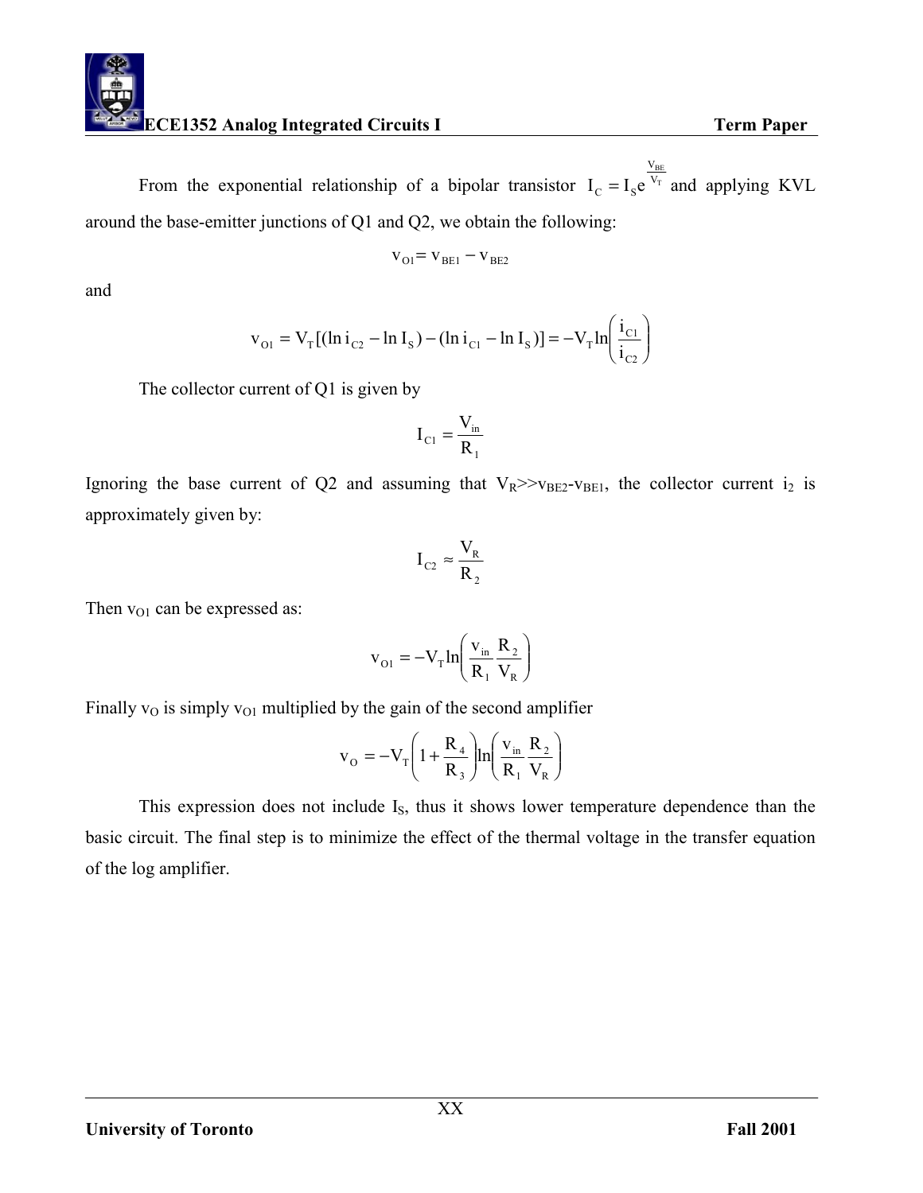From the exponential relationship of a bipolar transistor $I_C = I_S e^{\frac{V_{BE}}{V_T}}$ and applying KVL around the base-emitter junctions of Q1 and Q2, we obtain the following:

$$v_{O1} = v_{BE1} - v_{BE2}$$

and

$$v_{O1} = V_T[(\ln i_{C2} - \ln I_S) - (\ln i_{C1} - \ln I_S)] = -V_T \ln\left(\frac{i_{C1}}{i_{C2}}\right)$$

The collector current of Q1 is given by

$$I_{C1} = \frac{V_{in}}{R_1}$$

Ignoring the base current of Q2 and assuming that $V_R >> v_{BE2} - v_{BE1}$, the collector current $i_2$ is approximately given by:

$$I_{C2} \approx \frac{V_R}{R_2}$$

Then $v_{O1}$ can be expressed as:

$$v_{O1} = -V_T \ln\left(\frac{v_{in}}{R_1}\frac{R_2}{V_R}\right)$$

Finally $v_O$ is simply $v_{O1}$ multiplied by the gain of the second amplifier

$$v_O = -V_T\left(1 + \frac{R_4}{R_3}\right)\ln\left(\frac{v_{in}}{R_1}\frac{R_2}{V_R}\right)$$

This expression does not include $I_S$, thus it shows lower temperature dependence than the basic circuit. The final step is to minimize the effect of the thermal voltage in the transfer equation of the log amplifier.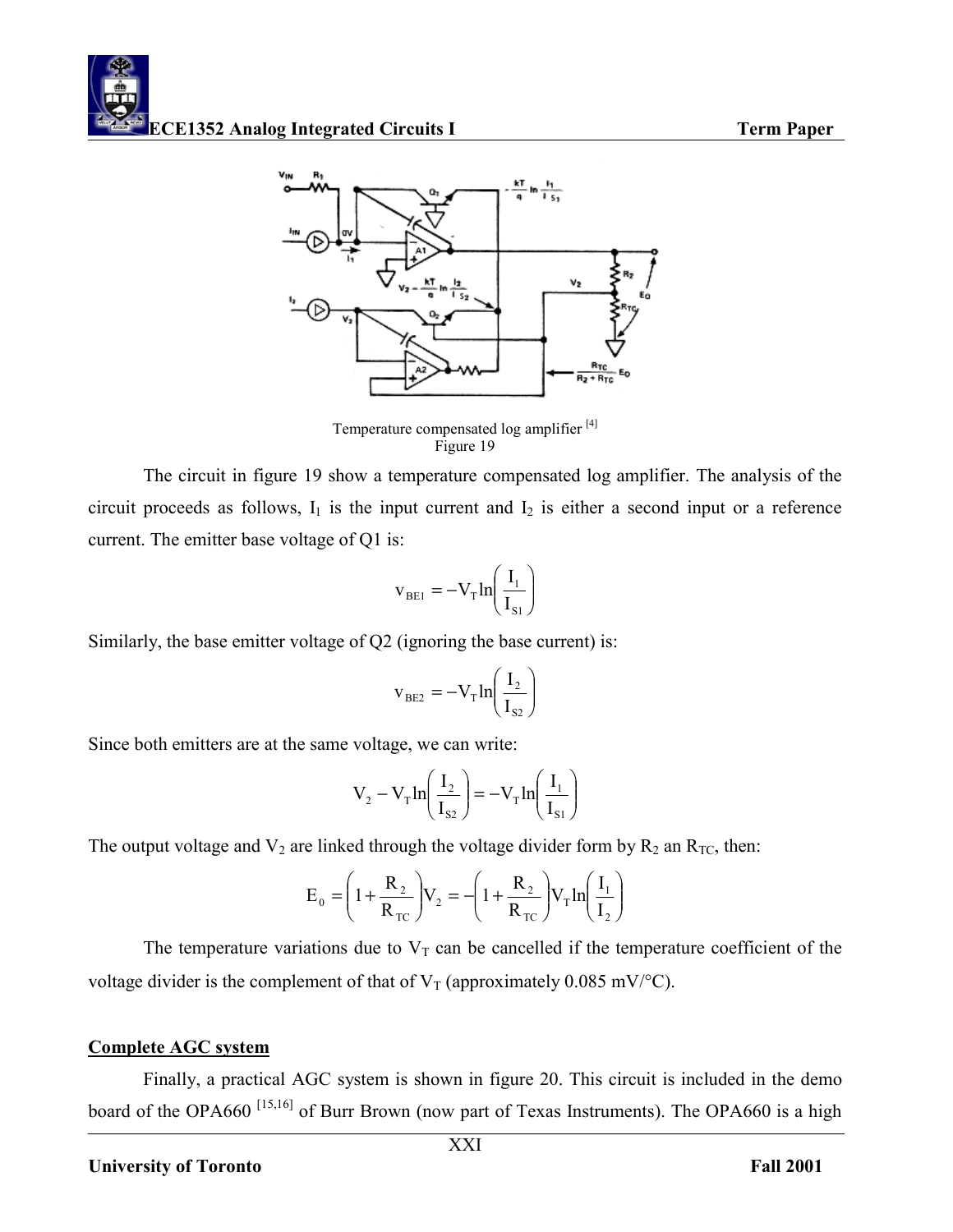Temperature compensated log amplifier [4]
Figure 19

The circuit in figure 19 show a temperature compensated log amplifier. The analysis of the circuit proceeds as follows, $I_1$ is the input current and $I_2$ is either a second input or a reference current. The emitter base voltage of Q1 is:

$$v_{BE1} = -V_T \ln\left(\frac{I_1}{I_{S1}}\right)$$

Similarly, the base emitter voltage of Q2 (ignoring the base current) is:

$$v_{BE2} = -V_T \ln\left(\frac{I_2}{I_{S2}}\right)$$

Since both emitters are at the same voltage, we can write:

$$V_2 - V_T \ln\left(\frac{I_2}{I_{S2}}\right) = -V_T \ln\left(\frac{I_1}{I_{S1}}\right)$$

The output voltage and $V_2$ are linked through the voltage divider form by $R_2$ an $R_{TC}$, then:

$$E_0 = \left(1 + \frac{R_2}{R_{TC}}\right) V_2 = -\left(1 + \frac{R_2}{R_{TC}}\right) V_T \ln\left(\frac{I_1}{I_2}\right)$$

The temperature variations due to $V_T$ can be cancelled if the temperature coefficient of the voltage divider is the complement of that of $V_T$ (approximately 0.085 mV/°C).

## Complete AGC system

Finally, a practical AGC system is shown in figure 20. This circuit is included in the demo board of the OPA660 [15,16] of Burr Brown (now part of Texas Instruments). The OPA660 is a high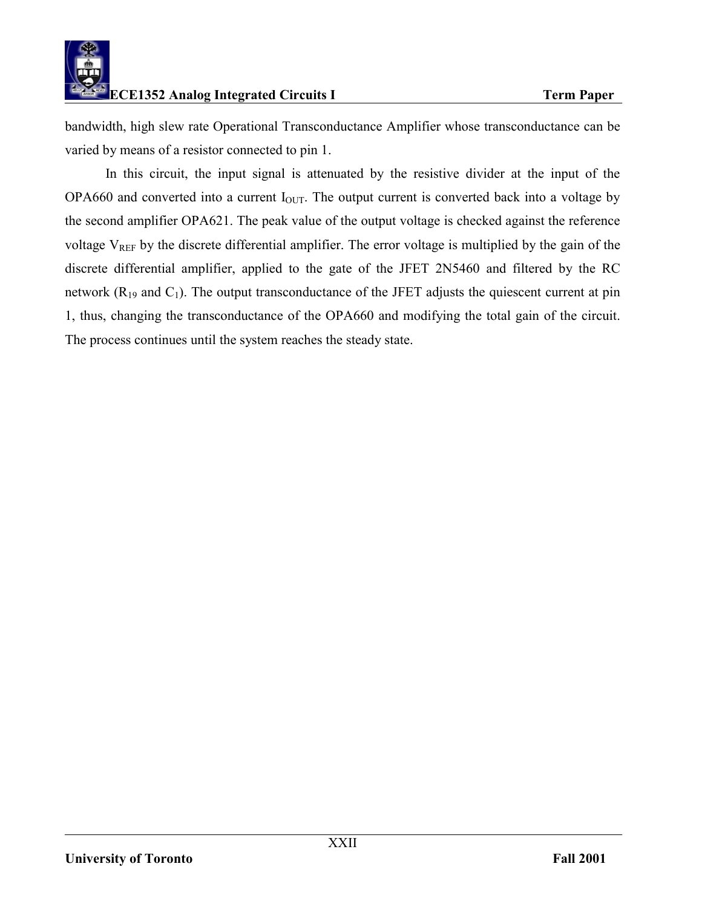bandwidth, high slew rate Operational Transconductance Amplifier whose transconductance can be varied by means of a resistor connected to pin 1.

In this circuit, the input signal is attenuated by the resistive divider at the input of the OPA660 and converted into a current $I_{OUT}$. The output current is converted back into a voltage by the second amplifier OPA621. The peak value of the output voltage is checked against the reference voltage $V_{REF}$ by the discrete differential amplifier. The error voltage is multiplied by the gain of the discrete differential amplifier, applied to the gate of the JFET 2N5460 and filtered by the RC network ($R_{19}$ and $C_1$). The output transconductance of the JFET adjusts the quiescent current at pin 1, thus, changing the transconductance of the OPA660 and modifying the total gain of the circuit. The process continues until the system reaches the steady state.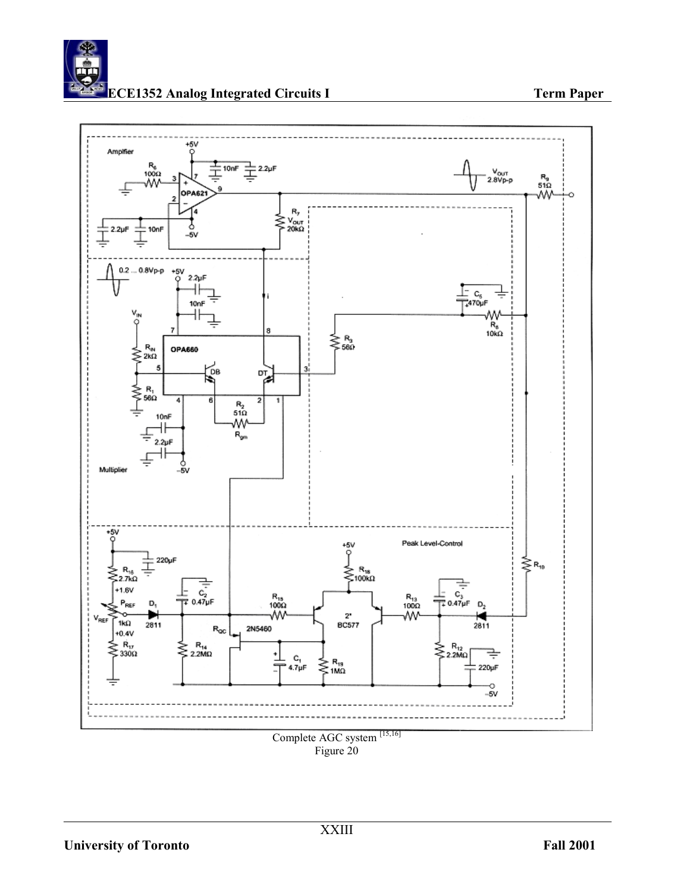Complete AGC system [15,16]

Figure 20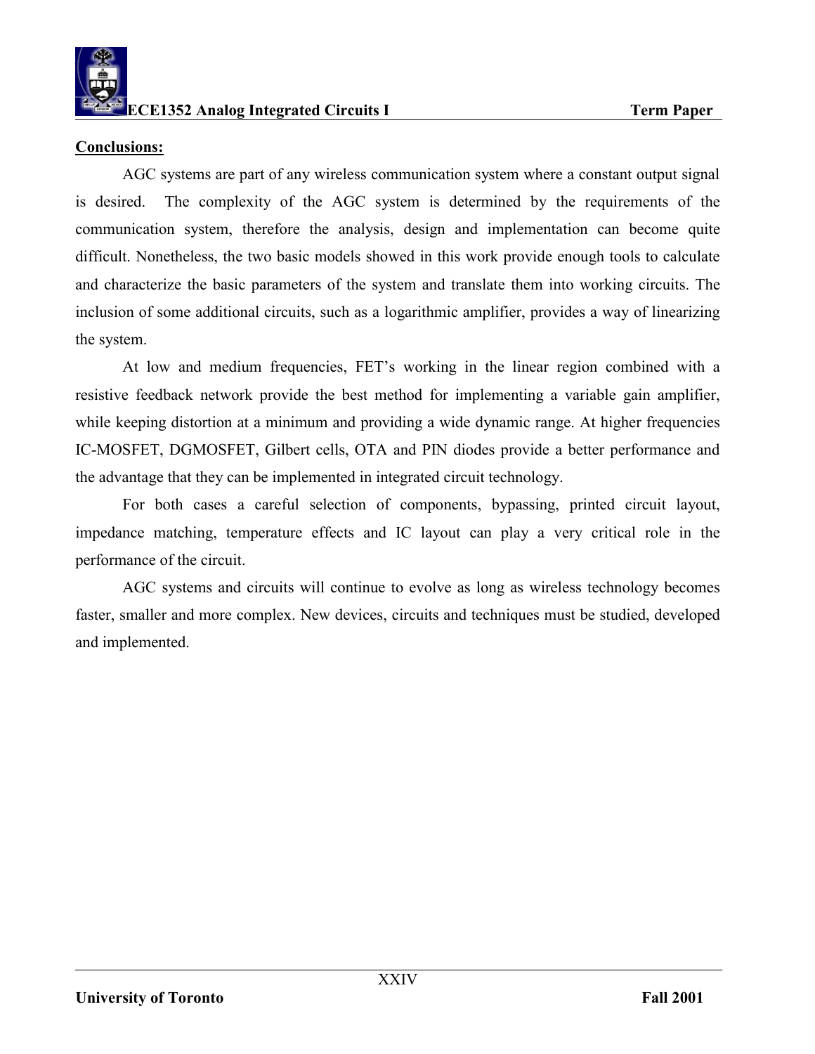**Conclusions:**

AGC systems are part of any wireless communication system where a constant output signal is desired. The complexity of the AGC system is determined by the requirements of the communication system, therefore the analysis, design and implementation can become quite difficult. Nonetheless, the two basic models showed in this work provide enough tools to calculate and characterize the basic parameters of the system and translate them into working circuits. The inclusion of some additional circuits, such as a logarithmic amplifier, provides a way of linearizing the system.

At low and medium frequencies, FET's working in the linear region combined with a resistive feedback network provide the best method for implementing a variable gain amplifier, while keeping distortion at a minimum and providing a wide dynamic range. At higher frequencies IC-MOSFET, DGMOSFET, Gilbert cells, OTA and PIN diodes provide a better performance and the advantage that they can be implemented in integrated circuit technology.

For both cases a careful selection of components, bypassing, printed circuit layout, impedance matching, temperature effects and IC layout can play a very critical role in the performance of the circuit.

AGC systems and circuits will continue to evolve as long as wireless technology becomes faster, smaller and more complex. New devices, circuits and techniques must be studied, developed and implemented.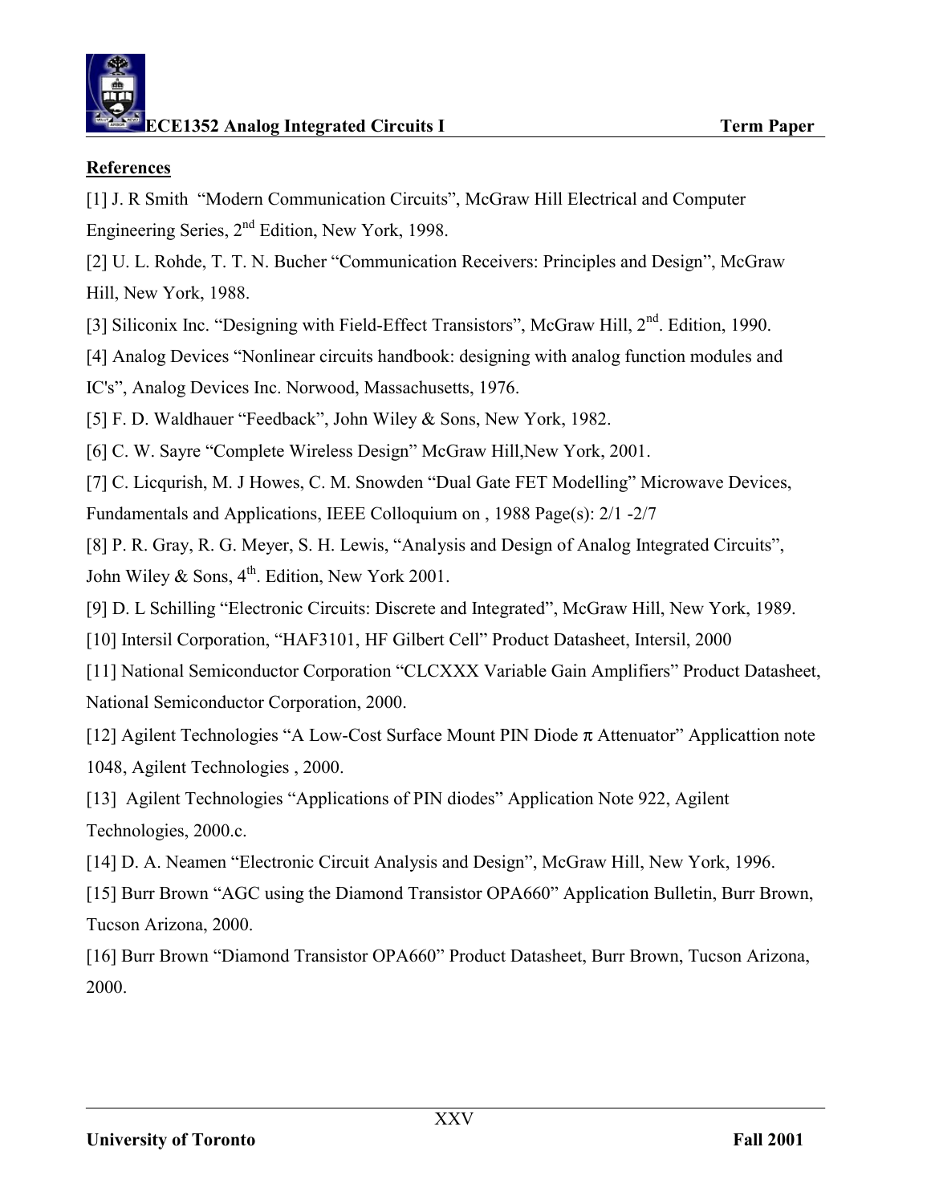## References

[1] J. R Smith "Modern Communication Circuits", McGraw Hill Electrical and Computer Engineering Series, 2nd Edition, New York, 1998.

[2] U. L. Rohde, T. T. N. Bucher "Communication Receivers: Principles and Design", McGraw Hill, New York, 1988.

[3] Siliconix Inc. "Designing with Field-Effect Transistors", McGraw Hill, 2nd. Edition, 1990.

[4] Analog Devices "Nonlinear circuits handbook: designing with analog function modules and IC's", Analog Devices Inc. Norwood, Massachusetts, 1976.

[5] F. D. Waldhauer "Feedback", John Wiley & Sons, New York, 1982.

[6] C. W. Sayre "Complete Wireless Design" McGraw Hill,New York, 2001.

[7] C. Licqurish, M. J Howes, C. M. Snowden "Dual Gate FET Modelling" Microwave Devices, Fundamentals and Applications, IEEE Colloquium on , 1988 Page(s): 2/1 -2/7

[8] P. R. Gray, R. G. Meyer, S. H. Lewis, "Analysis and Design of Analog Integrated Circuits", John Wiley & Sons, 4th. Edition, New York 2001.

[9] D. L Schilling "Electronic Circuits: Discrete and Integrated", McGraw Hill, New York, 1989.

[10] Intersil Corporation, "HAF3101, HF Gilbert Cell" Product Datasheet, Intersil, 2000

[11] National Semiconductor Corporation "CLCXXX Variable Gain Amplifiers" Product Datasheet, National Semiconductor Corporation, 2000.

[12] Agilent Technologies "A Low-Cost Surface Mount PIN Diode π Attenuator" Applicattion note 1048, Agilent Technologies , 2000.

[13] Agilent Technologies "Applications of PIN diodes" Application Note 922, Agilent Technologies, 2000.c.

[14] D. A. Neamen "Electronic Circuit Analysis and Design", McGraw Hill, New York, 1996.

[15] Burr Brown "AGC using the Diamond Transistor OPA660" Application Bulletin, Burr Brown, Tucson Arizona, 2000.

[16] Burr Brown "Diamond Transistor OPA660" Product Datasheet, Burr Brown, Tucson Arizona, 2000.